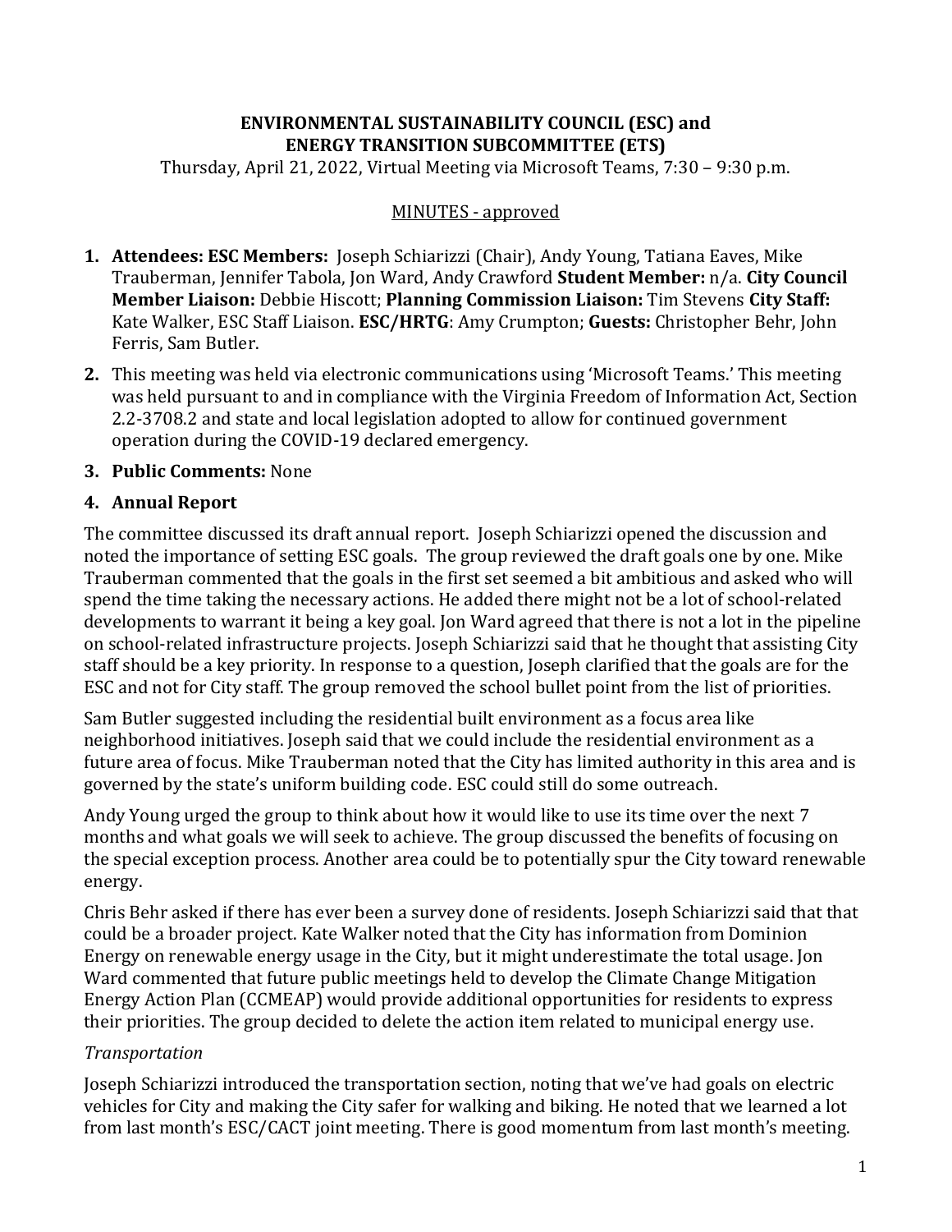**ENVIRONMENTAL SUSTAINABILITY COUNCIL (ESC) and**
**ENERGY TRANSITION SUBCOMMITTEE (ETS)**

Thursday, April 21, 2022, Virtual Meeting via Microsoft Teams, 7:30 – 9:30 p.m.

MINUTES - approved

1. **Attendees: ESC Members:** Joseph Schiarizzi (Chair), Andy Young, Tatiana Eaves, Mike Trauberman, Jennifer Tabola, Jon Ward, Andy Crawford **Student Member:** n/a. **City Council Member Liaison:** Debbie Hiscott; **Planning Commission Liaison:** Tim Stevens **City Staff:** Kate Walker, ESC Staff Liaison. **ESC/HRTG**: Amy Crumpton; **Guests:** Christopher Behr, John Ferris, Sam Butler.
2. This meeting was held via electronic communications using 'Microsoft Teams.' This meeting was held pursuant to and in compliance with the Virginia Freedom of Information Act, Section 2.2-3708.2 and state and local legislation adopted to allow for continued government operation during the COVID-19 declared emergency.
3. **Public Comments:** None
4. **Annual Report**

The committee discussed its draft annual report. Joseph Schiarizzi opened the discussion and noted the importance of setting ESC goals. The group reviewed the draft goals one by one. Mike Trauberman commented that the goals in the first set seemed a bit ambitious and asked who will spend the time taking the necessary actions. He added there might not be a lot of school-related developments to warrant it being a key goal. Jon Ward agreed that there is not a lot in the pipeline on school-related infrastructure projects. Joseph Schiarizzi said that he thought that assisting City staff should be a key priority. In response to a question, Joseph clarified that the goals are for the ESC and not for City staff. The group removed the school bullet point from the list of priorities.

Sam Butler suggested including the residential built environment as a focus area like neighborhood initiatives. Joseph said that we could include the residential environment as a future area of focus. Mike Trauberman noted that the City has limited authority in this area and is governed by the state's uniform building code. ESC could still do some outreach.

Andy Young urged the group to think about how it would like to use its time over the next 7 months and what goals we will seek to achieve. The group discussed the benefits of focusing on the special exception process. Another area could be to potentially spur the City toward renewable energy.

Chris Behr asked if there has ever been a survey done of residents. Joseph Schiarizzi said that that could be a broader project. Kate Walker noted that the City has information from Dominion Energy on renewable energy usage in the City, but it might underestimate the total usage. Jon Ward commented that future public meetings held to develop the Climate Change Mitigation Energy Action Plan (CCMEAP) would provide additional opportunities for residents to express their priorities. The group decided to delete the action item related to municipal energy use.

*Transportation*

Joseph Schiarizzi introduced the transportation section, noting that we've had goals on electric vehicles for City and making the City safer for walking and biking. He noted that we learned a lot from last month's ESC/CACT joint meeting. There is good momentum from last month's meeting.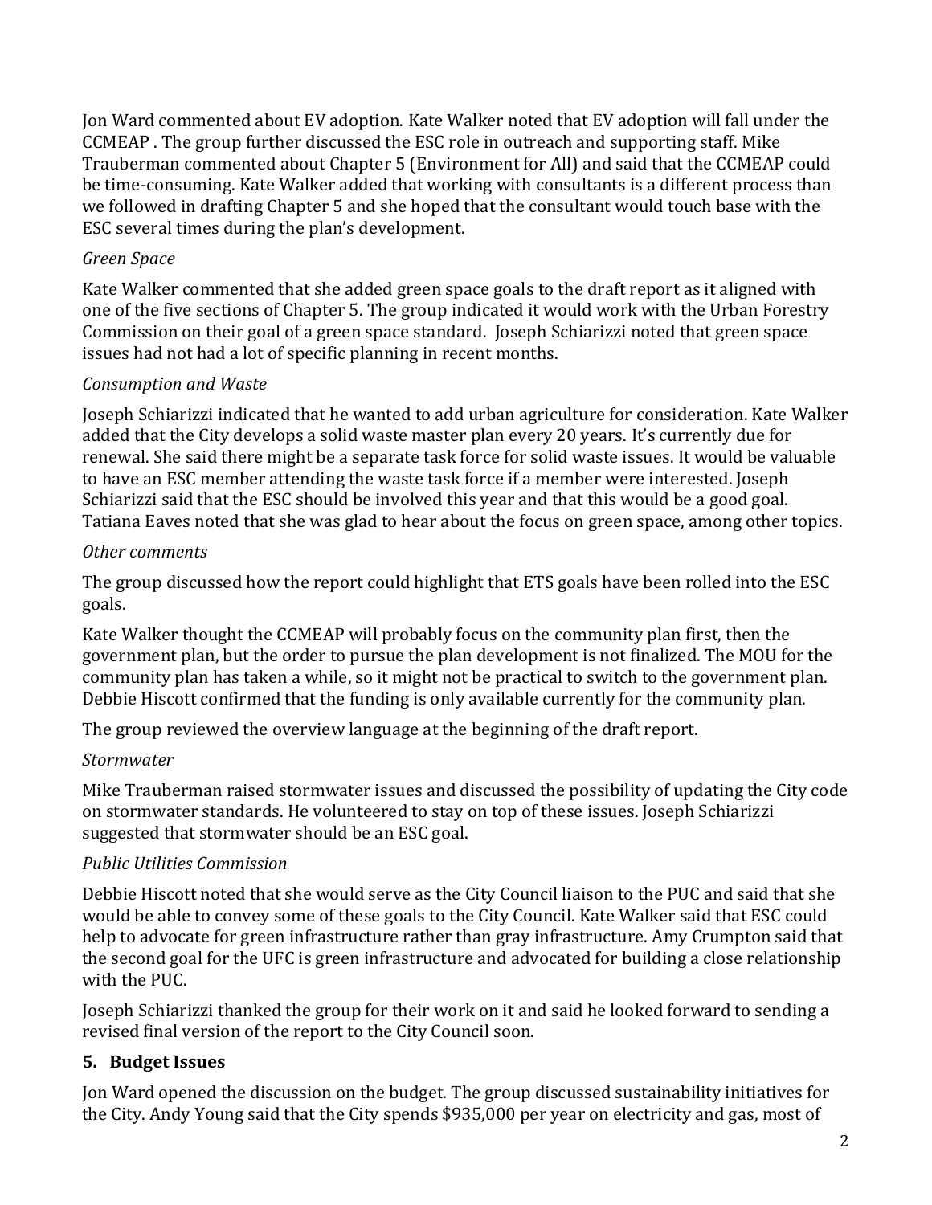Jon Ward commented about EV adoption. Kate Walker noted that EV adoption will fall under the CCMEAP . The group further discussed the ESC role in outreach and supporting staff. Mike Trauberman commented about Chapter 5 (Environment for All) and said that the CCMEAP could be time-consuming. Kate Walker added that working with consultants is a different process than we followed in drafting Chapter 5 and she hoped that the consultant would touch base with the ESC several times during the plan's development.

*Green Space*

Kate Walker commented that she added green space goals to the draft report as it aligned with one of the five sections of Chapter 5. The group indicated it would work with the Urban Forestry Commission on their goal of a green space standard. Joseph Schiarizzi noted that green space issues had not had a lot of specific planning in recent months.

*Consumption and Waste*

Joseph Schiarizzi indicated that he wanted to add urban agriculture for consideration. Kate Walker added that the City develops a solid waste master plan every 20 years. It's currently due for renewal. She said there might be a separate task force for solid waste issues. It would be valuable to have an ESC member attending the waste task force if a member were interested. Joseph Schiarizzi said that the ESC should be involved this year and that this would be a good goal. Tatiana Eaves noted that she was glad to hear about the focus on green space, among other topics.

*Other comments*

The group discussed how the report could highlight that ETS goals have been rolled into the ESC goals.

Kate Walker thought the CCMEAP will probably focus on the community plan first, then the government plan, but the order to pursue the plan development is not finalized. The MOU for the community plan has taken a while, so it might not be practical to switch to the government plan. Debbie Hiscott confirmed that the funding is only available currently for the community plan.

The group reviewed the overview language at the beginning of the draft report.

*Stormwater*

Mike Trauberman raised stormwater issues and discussed the possibility of updating the City code on stormwater standards. He volunteered to stay on top of these issues. Joseph Schiarizzi suggested that stormwater should be an ESC goal.

*Public Utilities Commission*

Debbie Hiscott noted that she would serve as the City Council liaison to the PUC and said that she would be able to convey some of these goals to the City Council. Kate Walker said that ESC could help to advocate for green infrastructure rather than gray infrastructure. Amy Crumpton said that the second goal for the UFC is green infrastructure and advocated for building a close relationship with the PUC.

Joseph Schiarizzi thanked the group for their work on it and said he looked forward to sending a revised final version of the report to the City Council soon.

## 5. Budget Issues

Jon Ward opened the discussion on the budget. The group discussed sustainability initiatives for the City. Andy Young said that the City spends $935,000 per year on electricity and gas, most of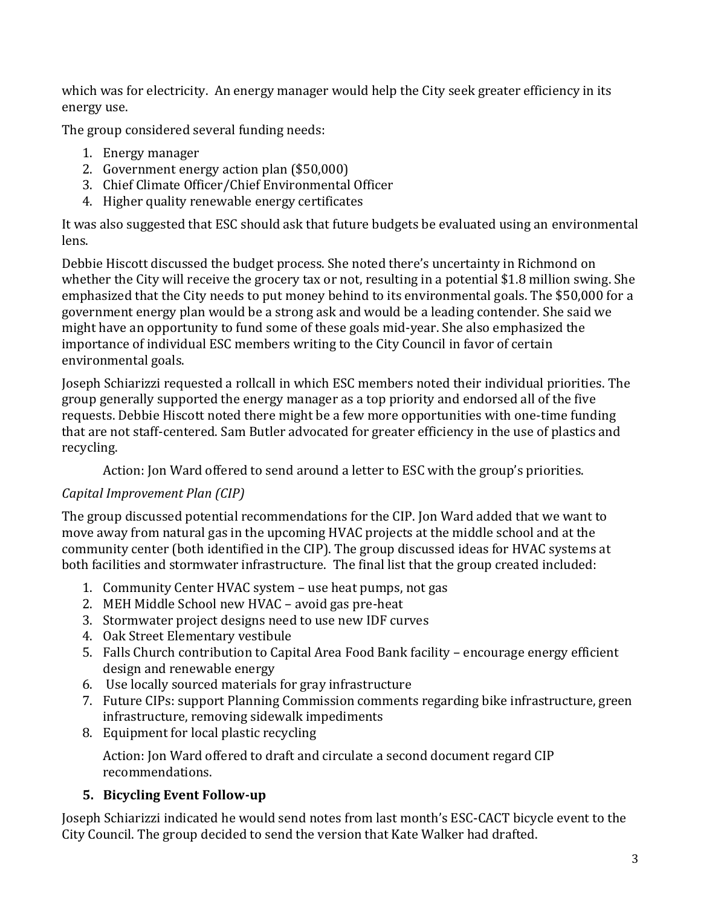which was for electricity. An energy manager would help the City seek greater efficiency in its energy use.

The group considered several funding needs:

1. Energy manager
2. Government energy action plan ($50,000)
3. Chief Climate Officer/Chief Environmental Officer
4. Higher quality renewable energy certificates

It was also suggested that ESC should ask that future budgets be evaluated using an environmental lens.

Debbie Hiscott discussed the budget process. She noted there's uncertainty in Richmond on whether the City will receive the grocery tax or not, resulting in a potential $1.8 million swing. She emphasized that the City needs to put money behind to its environmental goals. The $50,000 for a government energy plan would be a strong ask and would be a leading contender. She said we might have an opportunity to fund some of these goals mid-year. She also emphasized the importance of individual ESC members writing to the City Council in favor of certain environmental goals.

Joseph Schiarizzi requested a rollcall in which ESC members noted their individual priorities. The group generally supported the energy manager as a top priority and endorsed all of the five requests. Debbie Hiscott noted there might be a few more opportunities with one-time funding that are not staff-centered. Sam Butler advocated for greater efficiency in the use of plastics and recycling.

> Action: Jon Ward offered to send around a letter to ESC with the group's priorities.

*Capital Improvement Plan (CIP)*

The group discussed potential recommendations for the CIP. Jon Ward added that we want to move away from natural gas in the upcoming HVAC projects at the middle school and at the community center (both identified in the CIP). The group discussed ideas for HVAC systems at both facilities and stormwater infrastructure. The final list that the group created included:

1. Community Center HVAC system – use heat pumps, not gas
2. MEH Middle School new HVAC – avoid gas pre-heat
3. Stormwater project designs need to use new IDF curves
4. Oak Street Elementary vestibule
5. Falls Church contribution to Capital Area Food Bank facility – encourage energy efficient design and renewable energy
6. Use locally sourced materials for gray infrastructure
7. Future CIPs: support Planning Commission comments regarding bike infrastructure, green infrastructure, removing sidewalk impediments
8. Equipment for local plastic recycling

> Action: Jon Ward offered to draft and circulate a second document regard CIP recommendations.

### 5. Bicycling Event Follow-up

Joseph Schiarizzi indicated he would send notes from last month's ESC-CACT bicycle event to the City Council. The group decided to send the version that Kate Walker had drafted.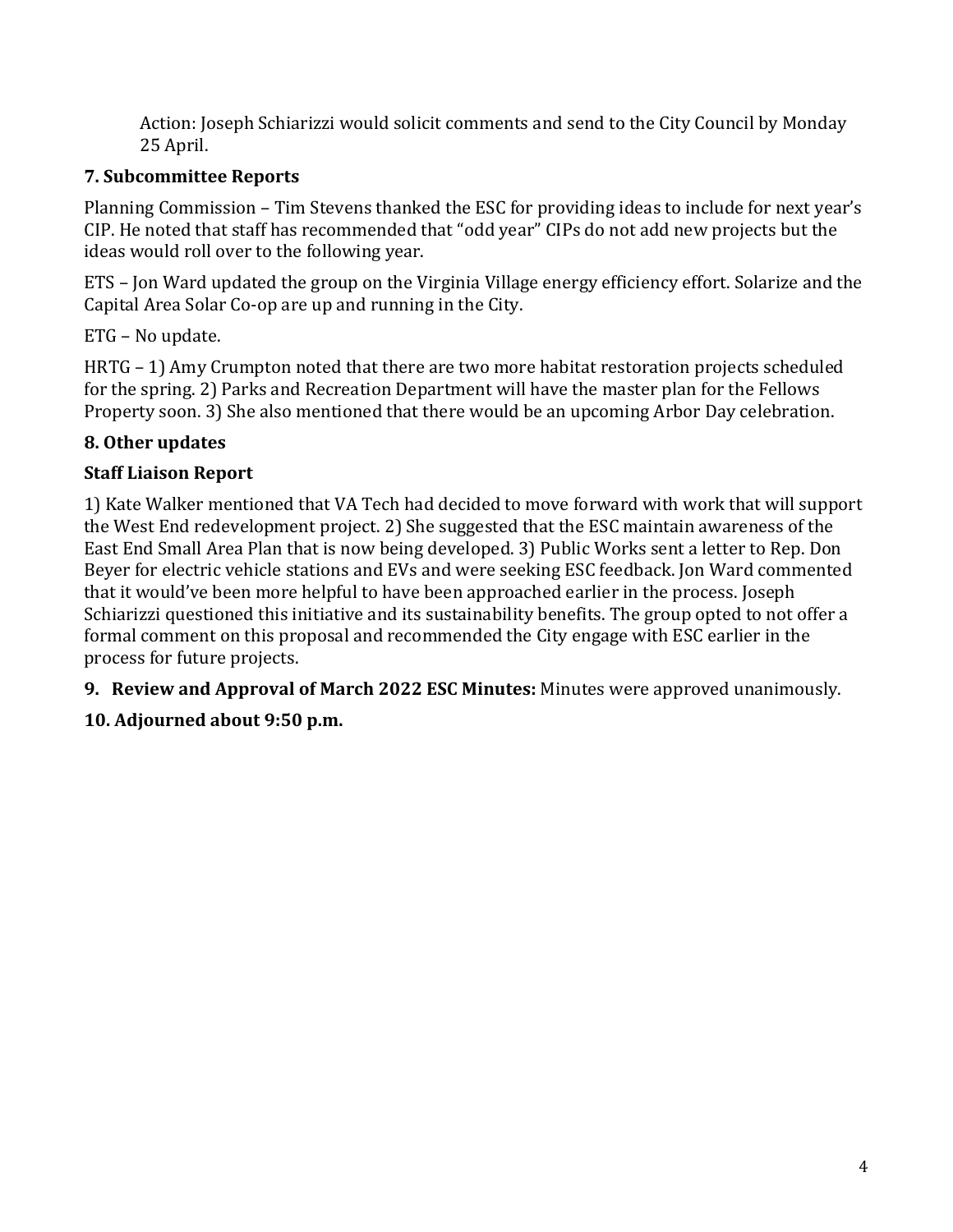Action: Joseph Schiarizzi would solicit comments and send to the City Council by Monday 25 April.

**7. Subcommittee Reports**

Planning Commission – Tim Stevens thanked the ESC for providing ideas to include for next year's CIP. He noted that staff has recommended that "odd year" CIPs do not add new projects but the ideas would roll over to the following year.

ETS – Jon Ward updated the group on the Virginia Village energy efficiency effort. Solarize and the Capital Area Solar Co-op are up and running in the City.

ETG – No update.

HRTG – 1) Amy Crumpton noted that there are two more habitat restoration projects scheduled for the spring. 2) Parks and Recreation Department will have the master plan for the Fellows Property soon. 3) She also mentioned that there would be an upcoming Arbor Day celebration.

**8. Other updates**

**Staff Liaison Report**

1) Kate Walker mentioned that VA Tech had decided to move forward with work that will support the West End redevelopment project. 2) She suggested that the ESC maintain awareness of the East End Small Area Plan that is now being developed. 3) Public Works sent a letter to Rep. Don Beyer for electric vehicle stations and EVs and were seeking ESC feedback. Jon Ward commented that it would've been more helpful to have been approached earlier in the process. Joseph Schiarizzi questioned this initiative and its sustainability benefits. The group opted to not offer a formal comment on this proposal and recommended the City engage with ESC earlier in the process for future projects.

**9. Review and Approval of March 2022 ESC Minutes:** Minutes were approved unanimously.

**10. Adjourned about 9:50 p.m.**